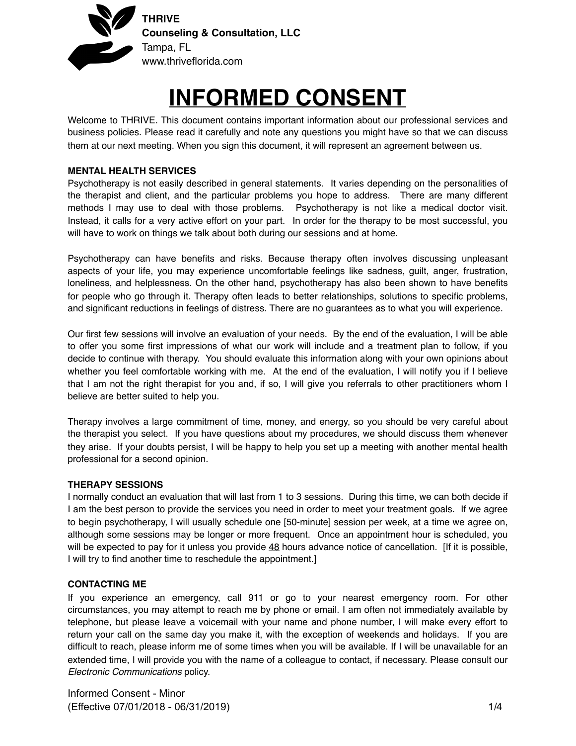**THRIVE**
**Counseling & Consultation, LLC**
Tampa, FL
www.thriveflorida.com

# INFORMED CONSENT

Welcome to THRIVE. This document contains important information about our professional services and business policies. Please read it carefully and note any questions you might have so that we can discuss them at our next meeting. When you sign this document, it will represent an agreement between us.

**MENTAL HEALTH SERVICES**

Psychotherapy is not easily described in general statements. It varies depending on the personalities of the therapist and client, and the particular problems you hope to address. There are many different methods I may use to deal with those problems. Psychotherapy is not like a medical doctor visit. Instead, it calls for a very active effort on your part. In order for the therapy to be most successful, you will have to work on things we talk about both during our sessions and at home.

Psychotherapy can have benefits and risks. Because therapy often involves discussing unpleasant aspects of your life, you may experience uncomfortable feelings like sadness, guilt, anger, frustration, loneliness, and helplessness. On the other hand, psychotherapy has also been shown to have benefits for people who go through it. Therapy often leads to better relationships, solutions to specific problems, and significant reductions in feelings of distress. There are no guarantees as to what you will experience.

Our first few sessions will involve an evaluation of your needs. By the end of the evaluation, I will be able to offer you some first impressions of what our work will include and a treatment plan to follow, if you decide to continue with therapy. You should evaluate this information along with your own opinions about whether you feel comfortable working with me. At the end of the evaluation, I will notify you if I believe that I am not the right therapist for you and, if so, I will give you referrals to other practitioners whom I believe are better suited to help you.

Therapy involves a large commitment of time, money, and energy, so you should be very careful about the therapist you select. If you have questions about my procedures, we should discuss them whenever they arise. If your doubts persist, I will be happy to help you set up a meeting with another mental health professional for a second opinion.

**THERAPY SESSIONS**

I normally conduct an evaluation that will last from 1 to 3 sessions. During this time, we can both decide if I am the best person to provide the services you need in order to meet your treatment goals. If we agree to begin psychotherapy, I will usually schedule one [50-minute] session per week, at a time we agree on, although some sessions may be longer or more frequent. Once an appointment hour is scheduled, you will be expected to pay for it unless you provide <u>48</u> hours advance notice of cancellation. [If it is possible, I will try to find another time to reschedule the appointment.]

**CONTACTING ME**

If you experience an emergency, call 911 or go to your nearest emergency room. For other circumstances, you may attempt to reach me by phone or email. I am often not immediately available by telephone, but please leave a voicemail with your name and phone number, I will make every effort to return your call on the same day you make it, with the exception of weekends and holidays. If you are difficult to reach, please inform me of some times when you will be available. If I will be unavailable for an extended time, I will provide you with the name of a colleague to contact, if necessary. Please consult our *Electronic Communications* policy.

Informed Consent - Minor
(Effective 07/01/2018 - 06/31/2019)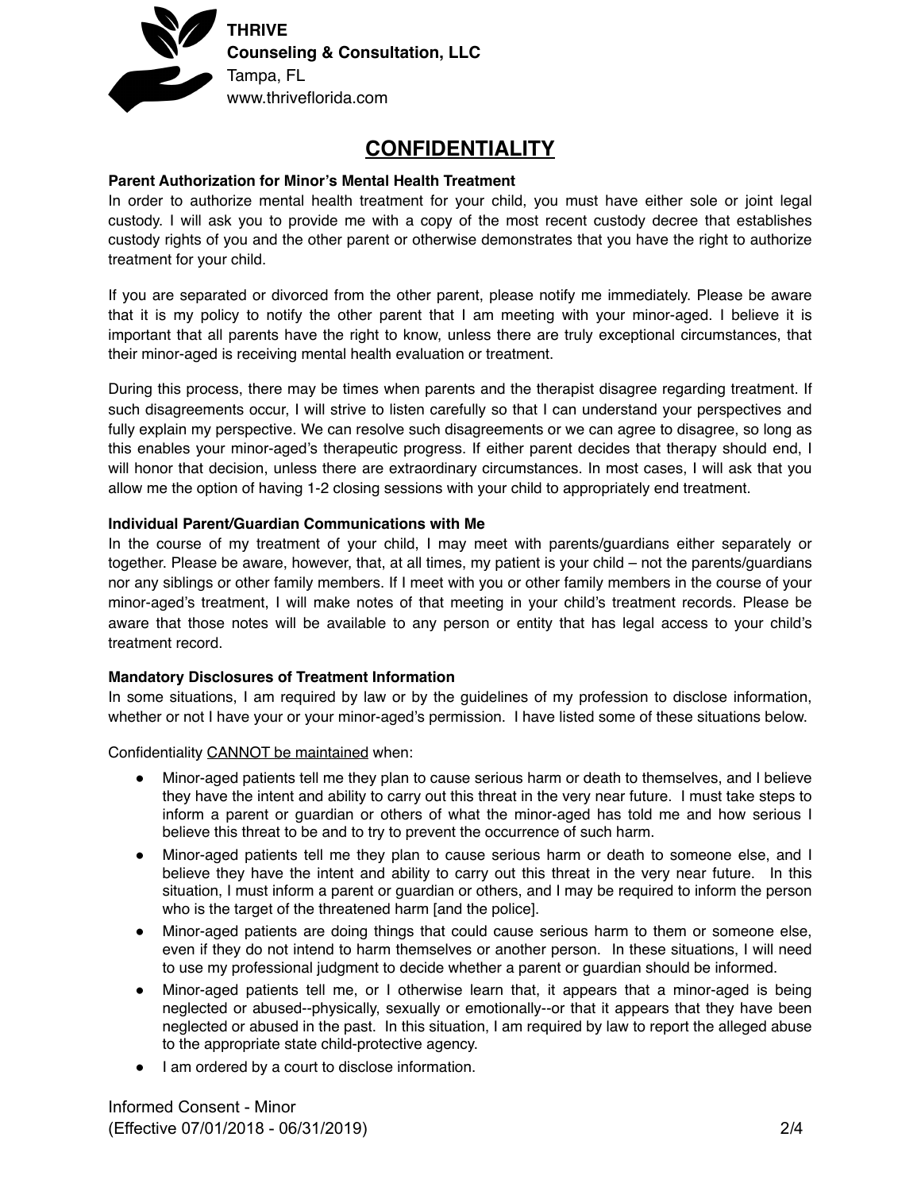**THRIVE**
**Counseling & Consultation, LLC**
Tampa, FL
www.thriveflorida.com

# CONFIDENTIALITY

**Parent Authorization for Minor's Mental Health Treatment**

In order to authorize mental health treatment for your child, you must have either sole or joint legal custody. I will ask you to provide me with a copy of the most recent custody decree that establishes custody rights of you and the other parent or otherwise demonstrates that you have the right to authorize treatment for your child.

If you are separated or divorced from the other parent, please notify me immediately. Please be aware that it is my policy to notify the other parent that I am meeting with your minor-aged. I believe it is important that all parents have the right to know, unless there are truly exceptional circumstances, that their minor-aged is receiving mental health evaluation or treatment.

During this process, there may be times when parents and the therapist disagree regarding treatment. If such disagreements occur, I will strive to listen carefully so that I can understand your perspectives and fully explain my perspective. We can resolve such disagreements or we can agree to disagree, so long as this enables your minor-aged's therapeutic progress. If either parent decides that therapy should end, I will honor that decision, unless there are extraordinary circumstances. In most cases, I will ask that you allow me the option of having 1-2 closing sessions with your child to appropriately end treatment.

**Individual Parent/Guardian Communications with Me**

In the course of my treatment of your child, I may meet with parents/guardians either separately or together. Please be aware, however, that, at all times, my patient is your child – not the parents/guardians nor any siblings or other family members. If I meet with you or other family members in the course of your minor-aged's treatment, I will make notes of that meeting in your child's treatment records. Please be aware that those notes will be available to any person or entity that has legal access to your child's treatment record.

**Mandatory Disclosures of Treatment Information**

In some situations, I am required by law or by the guidelines of my profession to disclose information, whether or not I have your or your minor-aged's permission. I have listed some of these situations below.

Confidentiality <u>CANNOT be maintained</u> when:

- Minor-aged patients tell me they plan to cause serious harm or death to themselves, and I believe they have the intent and ability to carry out this threat in the very near future. I must take steps to inform a parent or guardian or others of what the minor-aged has told me and how serious I believe this threat to be and to try to prevent the occurrence of such harm.
- Minor-aged patients tell me they plan to cause serious harm or death to someone else, and I believe they have the intent and ability to carry out this threat in the very near future. In this situation, I must inform a parent or guardian or others, and I may be required to inform the person who is the target of the threatened harm [and the police].
- Minor-aged patients are doing things that could cause serious harm to them or someone else, even if they do not intend to harm themselves or another person. In these situations, I will need to use my professional judgment to decide whether a parent or guardian should be informed.
- Minor-aged patients tell me, or I otherwise learn that, it appears that a minor-aged is being neglected or abused--physically, sexually or emotionally--or that it appears that they have been neglected or abused in the past. In this situation, I am required by law to report the alleged abuse to the appropriate state child-protective agency.
- I am ordered by a court to disclose information.

Informed Consent - Minor
(Effective 07/01/2018 - 06/31/2019)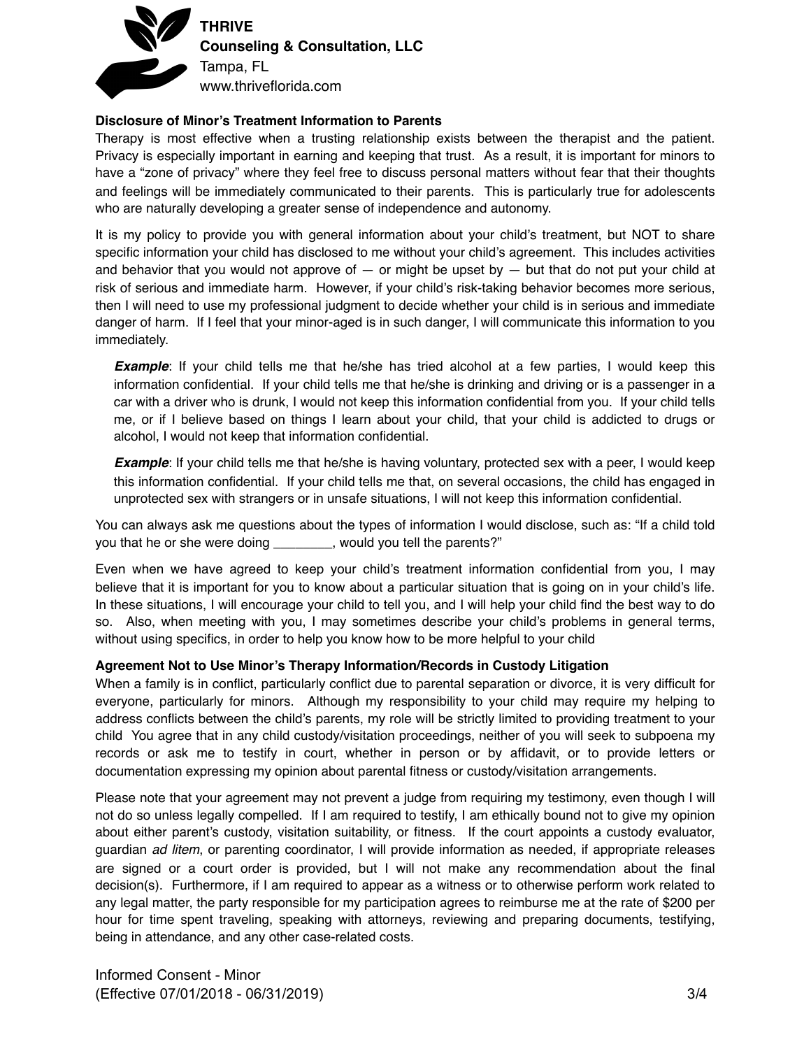**THRIVE**
**Counseling & Consultation, LLC**
Tampa, FL
www.thriveflorida.com

**Disclosure of Minor's Treatment Information to Parents**

Therapy is most effective when a trusting relationship exists between the therapist and the patient. Privacy is especially important in earning and keeping that trust. As a result, it is important for minors to have a "zone of privacy" where they feel free to discuss personal matters without fear that their thoughts and feelings will be immediately communicated to their parents. This is particularly true for adolescents who are naturally developing a greater sense of independence and autonomy.

It is my policy to provide you with general information about your child's treatment, but NOT to share specific information your child has disclosed to me without your child's agreement. This includes activities and behavior that you would not approve of — or might be upset by — but that do not put your child at risk of serious and immediate harm. However, if your child's risk-taking behavior becomes more serious, then I will need to use my professional judgment to decide whether your child is in serious and immediate danger of harm. If I feel that your minor-aged is in such danger, I will communicate this information to you immediately.

> ***Example***: If your child tells me that he/she has tried alcohol at a few parties, I would keep this information confidential. If your child tells me that he/she is drinking and driving or is a passenger in a car with a driver who is drunk, I would not keep this information confidential from you. If your child tells me, or if I believe based on things I learn about your child, that your child is addicted to drugs or alcohol, I would not keep that information confidential.

> ***Example***: If your child tells me that he/she is having voluntary, protected sex with a peer, I would keep this information confidential. If your child tells me that, on several occasions, the child has engaged in unprotected sex with strangers or in unsafe situations, I will not keep this information confidential.

You can always ask me questions about the types of information I would disclose, such as: "If a child told you that he or she were doing ________, would you tell the parents?"

Even when we have agreed to keep your child's treatment information confidential from you, I may believe that it is important for you to know about a particular situation that is going on in your child's life. In these situations, I will encourage your child to tell you, and I will help your child find the best way to do so. Also, when meeting with you, I may sometimes describe your child's problems in general terms, without using specifics, in order to help you know how to be more helpful to your child

**Agreement Not to Use Minor's Therapy Information/Records in Custody Litigation**

When a family is in conflict, particularly conflict due to parental separation or divorce, it is very difficult for everyone, particularly for minors. Although my responsibility to your child may require my helping to address conflicts between the child's parents, my role will be strictly limited to providing treatment to your child You agree that in any child custody/visitation proceedings, neither of you will seek to subpoena my records or ask me to testify in court, whether in person or by affidavit, or to provide letters or documentation expressing my opinion about parental fitness or custody/visitation arrangements.

Please note that your agreement may not prevent a judge from requiring my testimony, even though I will not do so unless legally compelled. If I am required to testify, I am ethically bound not to give my opinion about either parent's custody, visitation suitability, or fitness. If the court appoints a custody evaluator, guardian *ad litem*, or parenting coordinator, I will provide information as needed, if appropriate releases are signed or a court order is provided, but I will not make any recommendation about the final decision(s). Furthermore, if I am required to appear as a witness or to otherwise perform work related to any legal matter, the party responsible for my participation agrees to reimburse me at the rate of $200 per hour for time spent traveling, speaking with attorneys, reviewing and preparing documents, testifying, being in attendance, and any other case-related costs.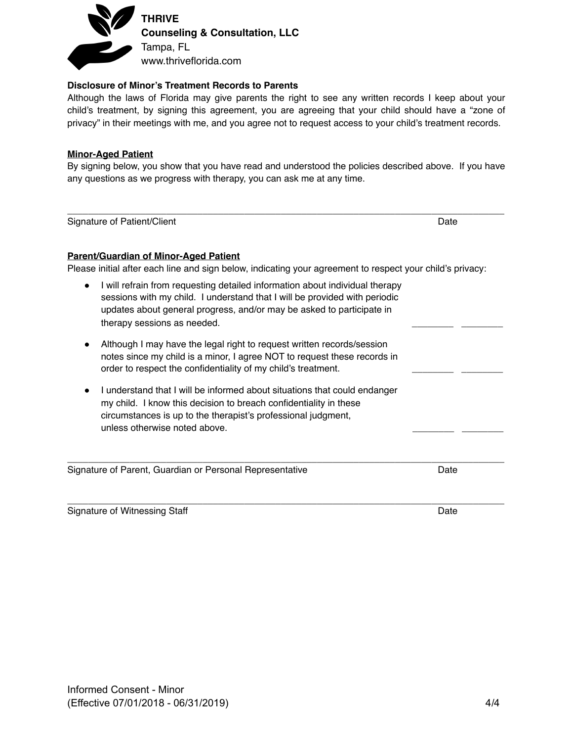**THRIVE**
**Counseling & Consultation, LLC**
Tampa, FL
www.thriveflorida.com

**Disclosure of Minor's Treatment Records to Parents**

Although the laws of Florida may give parents the right to see any written records I keep about your child's treatment, by signing this agreement, you are agreeing that your child should have a "zone of privacy" in their meetings with me, and you agree not to request access to your child's treatment records.

**Minor-Aged Patient**

By signing below, you show that you have read and understood the policies described above. If you have any questions as we progress with therapy, you can ask me at any time.

\_\_\_\_\_\_\_\_\_\_\_\_\_\_\_\_\_\_\_\_\_\_\_\_\_\_\_\_\_\_\_\_\_\_\_\_\_\_\_\_\_\_\_\_\_\_\_\_\_\_\_\_\_\_\_\_\_\_\_\_\_\_\_\_\_\_\_\_\_\_\_\_\_\_\_\_\_\_

Signature of Patient/Client Date

**Parent/Guardian of Minor-Aged Patient**

Please initial after each line and sign below, indicating your agreement to respect your child's privacy:

- I will refrain from requesting detailed information about individual therapy sessions with my child. I understand that I will be provided with periodic updates about general progress, and/or may be asked to participate in therapy sessions as needed. \_\_\_\_\_\_\_\_ \_\_\_\_\_\_\_\_
- Although I may have the legal right to request written records/session notes since my child is a minor, I agree NOT to request these records in order to respect the confidentiality of my child's treatment. \_\_\_\_\_\_\_\_ \_\_\_\_\_\_\_\_
- I understand that I will be informed about situations that could endanger my child. I know this decision to breach confidentiality in these circumstances is up to the therapist's professional judgment, unless otherwise noted above. \_\_\_\_\_\_\_\_ \_\_\_\_\_\_\_\_

\_\_\_\_\_\_\_\_\_\_\_\_\_\_\_\_\_\_\_\_\_\_\_\_\_\_\_\_\_\_\_\_\_\_\_\_\_\_\_\_\_\_\_\_\_\_\_\_\_\_\_\_\_\_\_\_\_\_\_\_\_\_\_\_\_\_\_\_\_\_\_\_\_\_\_\_\_\_

Signature of Parent, Guardian or Personal Representative Date

\_\_\_\_\_\_\_\_\_\_\_\_\_\_\_\_\_\_\_\_\_\_\_\_\_\_\_\_\_\_\_\_\_\_\_\_\_\_\_\_\_\_\_\_\_\_\_\_\_\_\_\_\_\_\_\_\_\_\_\_\_\_\_\_\_\_\_\_\_\_\_\_\_\_\_\_\_\_

Signature of Witnessing Staff Date

Informed Consent - Minor
(Effective 07/01/2018 - 06/31/2019)